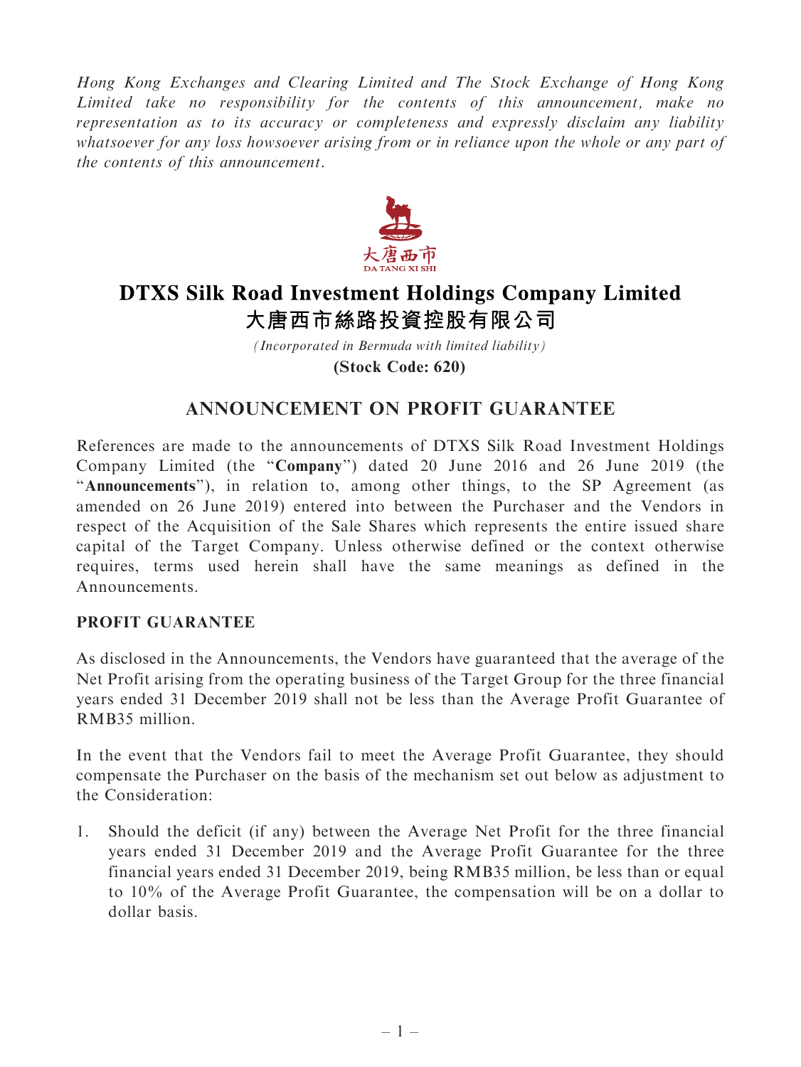*Hong Kong Exchanges and Clearing Limited and The Stock Exchange of Hong Kong Limited take no responsibility for the contents of this announcement, make no representation as to its accuracy or completeness and expressly disclaim any liability whatsoever for any loss howsoever arising from or in reliance upon the whole or any part of the contents of this announcement.*

# DTXS Silk Road Investment Holdings Company Limited
# 大唐西市絲路投資控股有限公司

*(Incorporated in Bermuda with limited liability)*

**(Stock Code: 620)**

## ANNOUNCEMENT ON PROFIT GUARANTEE

References are made to the announcements of DTXS Silk Road Investment Holdings Company Limited (the "**Company**") dated 20 June 2016 and 26 June 2019 (the "**Announcements**"), in relation to, among other things, to the SP Agreement (as amended on 26 June 2019) entered into between the Purchaser and the Vendors in respect of the Acquisition of the Sale Shares which represents the entire issued share capital of the Target Company. Unless otherwise defined or the context otherwise requires, terms used herein shall have the same meanings as defined in the Announcements.

### PROFIT GUARANTEE

As disclosed in the Announcements, the Vendors have guaranteed that the average of the Net Profit arising from the operating business of the Target Group for the three financial years ended 31 December 2019 shall not be less than the Average Profit Guarantee of RMB35 million.

In the event that the Vendors fail to meet the Average Profit Guarantee, they should compensate the Purchaser on the basis of the mechanism set out below as adjustment to the Consideration:

1. Should the deficit (if any) between the Average Net Profit for the three financial years ended 31 December 2019 and the Average Profit Guarantee for the three financial years ended 31 December 2019, being RMB35 million, be less than or equal to 10% of the Average Profit Guarantee, the compensation will be on a dollar to dollar basis.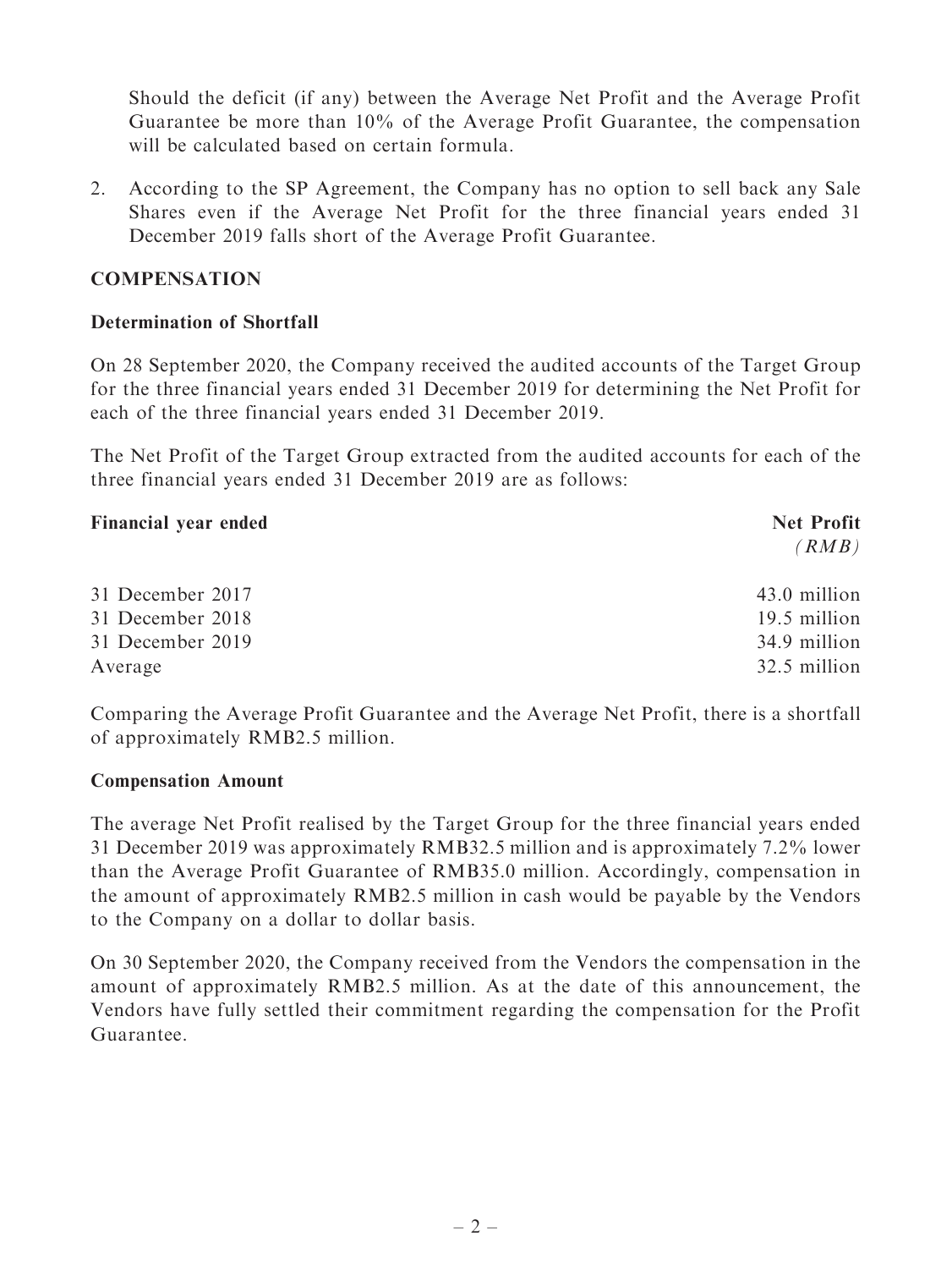Should the deficit (if any) between the Average Net Profit and the Average Profit Guarantee be more than 10% of the Average Profit Guarantee, the compensation will be calculated based on certain formula.

2. According to the SP Agreement, the Company has no option to sell back any Sale Shares even if the Average Net Profit for the three financial years ended 31 December 2019 falls short of the Average Profit Guarantee.

## COMPENSATION

### Determination of Shortfall

On 28 September 2020, the Company received the audited accounts of the Target Group for the three financial years ended 31 December 2019 for determining the Net Profit for each of the three financial years ended 31 December 2019.

The Net Profit of the Target Group extracted from the audited accounts for each of the three financial years ended 31 December 2019 are as follows:

| Financial year ended | Net Profit *(RMB)* |
|---|---|
| 31 December 2017 | 43.0 million |
| 31 December 2018 | 19.5 million |
| 31 December 2019 | 34.9 million |
| Average | 32.5 million |

Comparing the Average Profit Guarantee and the Average Net Profit, there is a shortfall of approximately RMB2.5 million.

### Compensation Amount

The average Net Profit realised by the Target Group for the three financial years ended 31 December 2019 was approximately RMB32.5 million and is approximately 7.2% lower than the Average Profit Guarantee of RMB35.0 million. Accordingly, compensation in the amount of approximately RMB2.5 million in cash would be payable by the Vendors to the Company on a dollar to dollar basis.

On 30 September 2020, the Company received from the Vendors the compensation in the amount of approximately RMB2.5 million. As at the date of this announcement, the Vendors have fully settled their commitment regarding the compensation for the Profit Guarantee.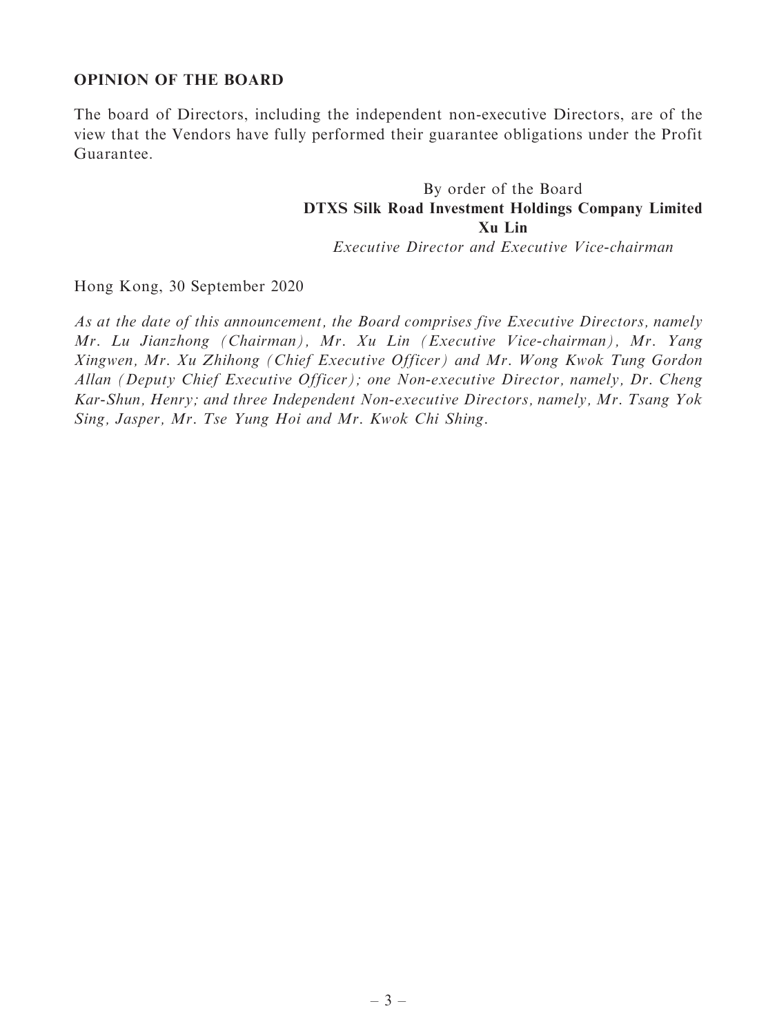## OPINION OF THE BOARD

The board of Directors, including the independent non-executive Directors, are of the view that the Vendors have fully performed their guarantee obligations under the Profit Guarantee.

By order of the Board
**DTXS Silk Road Investment Holdings Company Limited**
**Xu Lin**
*Executive Director and Executive Vice-chairman*

Hong Kong, 30 September 2020

*As at the date of this announcement, the Board comprises five Executive Directors, namely Mr. Lu Jianzhong (Chairman), Mr. Xu Lin (Executive Vice-chairman), Mr. Yang Xingwen, Mr. Xu Zhihong (Chief Executive Officer) and Mr. Wong Kwok Tung Gordon Allan (Deputy Chief Executive Officer); one Non-executive Director, namely, Dr. Cheng Kar-Shun, Henry; and three Independent Non-executive Directors, namely, Mr. Tsang Yok Sing, Jasper, Mr. Tse Yung Hoi and Mr. Kwok Chi Shing.*